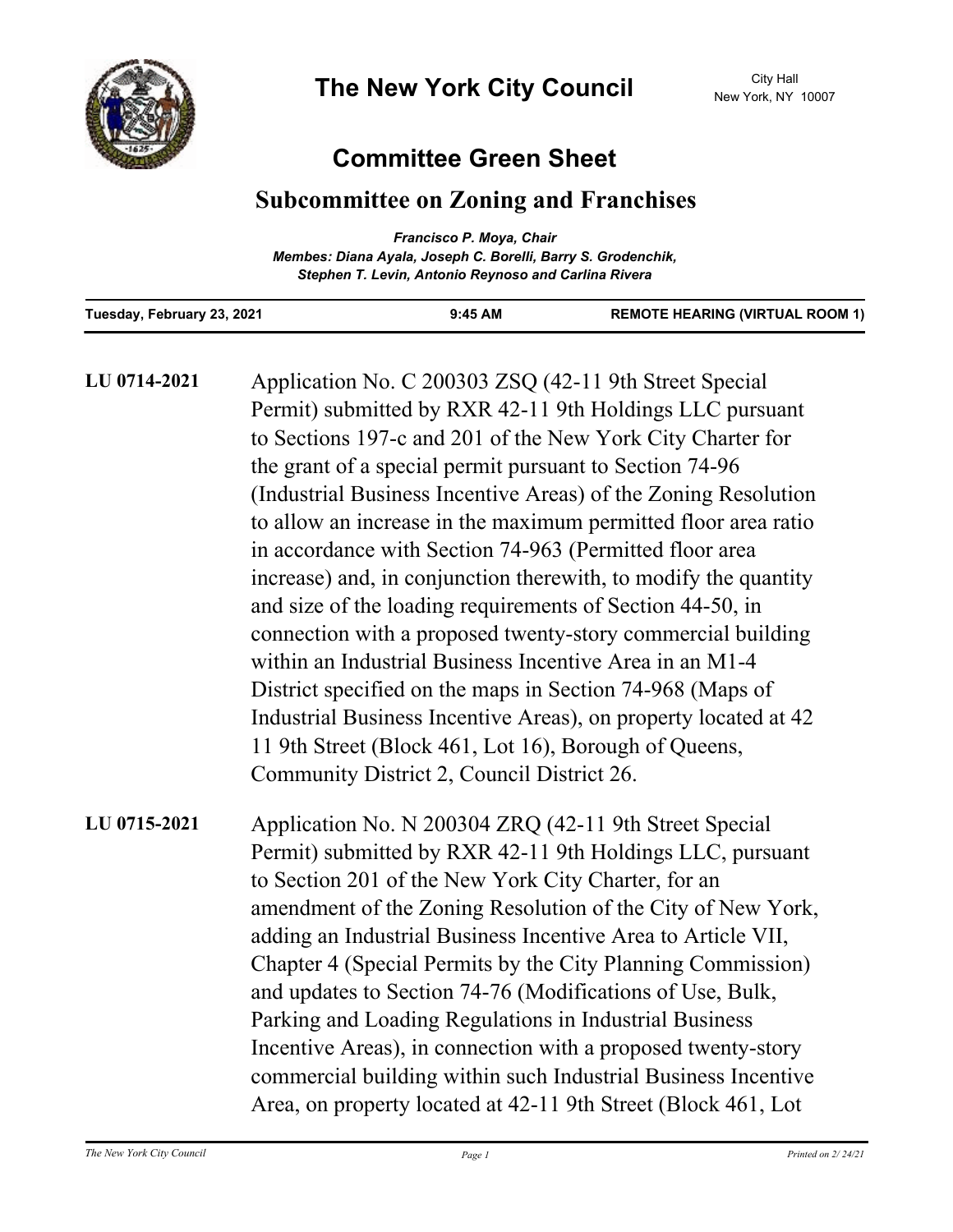# The New York City Council

City Hall
New York, NY 10007

## Committee Green Sheet

## Subcommittee on Zoning and Franchises

*Francisco P. Moya, Chair*
*Membes: Diana Ayala, Joseph C. Borelli, Barry S. Grodenchik, Stephen T. Levin, Antonio Reynoso and Carlina Rivera*

| Tuesday, February 23, 2021 | 9:45 AM | REMOTE HEARING (VIRTUAL ROOM 1) |
|---|---|---|

**LU 0714-2021**

Application No. C 200303 ZSQ (42-11 9th Street Special Permit) submitted by RXR 42-11 9th Holdings LLC pursuant to Sections 197-c and 201 of the New York City Charter for the grant of a special permit pursuant to Section 74-96 (Industrial Business Incentive Areas) of the Zoning Resolution to allow an increase in the maximum permitted floor area ratio in accordance with Section 74-963 (Permitted floor area increase) and, in conjunction therewith, to modify the quantity and size of the loading requirements of Section 44-50, in connection with a proposed twenty-story commercial building within an Industrial Business Incentive Area in an M1-4 District specified on the maps in Section 74-968 (Maps of Industrial Business Incentive Areas), on property located at 42 11 9th Street (Block 461, Lot 16), Borough of Queens, Community District 2, Council District 26.

**LU 0715-2021**

Application No. N 200304 ZRQ (42-11 9th Street Special Permit) submitted by RXR 42-11 9th Holdings LLC, pursuant to Section 201 of the New York City Charter, for an amendment of the Zoning Resolution of the City of New York, adding an Industrial Business Incentive Area to Article VII, Chapter 4 (Special Permits by the City Planning Commission) and updates to Section 74-76 (Modifications of Use, Bulk, Parking and Loading Regulations in Industrial Business Incentive Areas), in connection with a proposed twenty-story commercial building within such Industrial Business Incentive Area, on property located at 42-11 9th Street (Block 461, Lot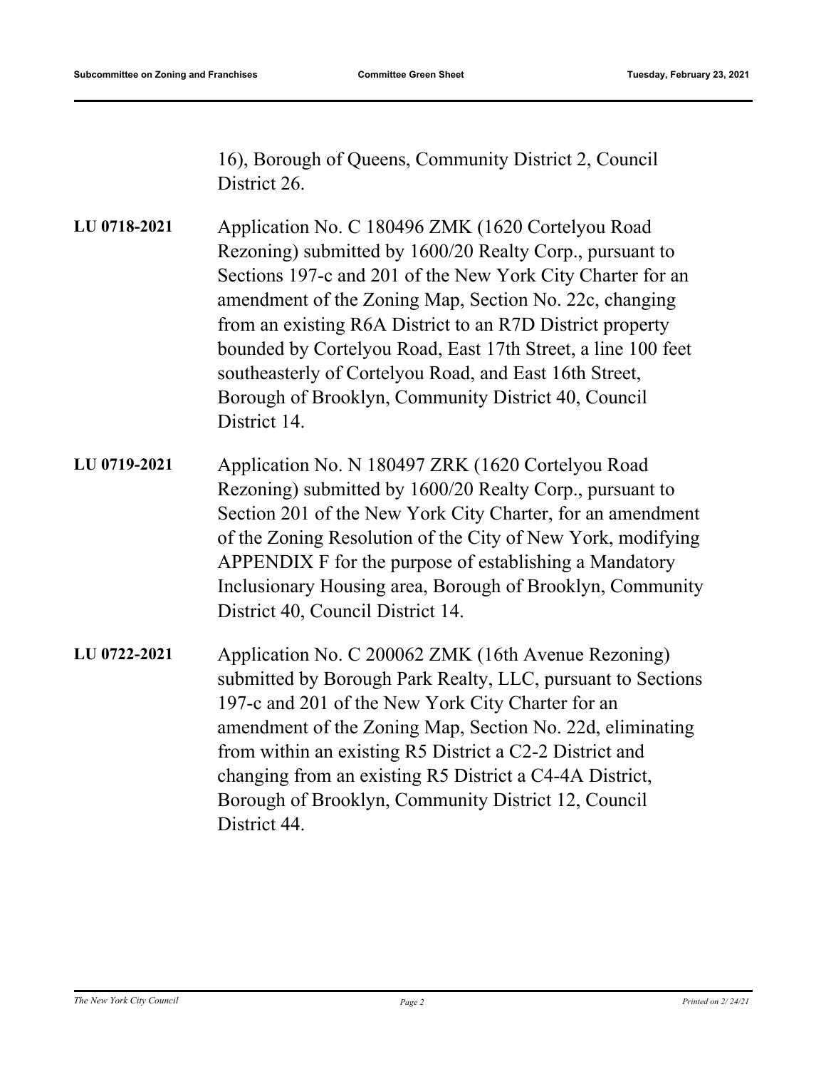16), Borough of Queens, Community District 2, Council District 26.

**LU 0718-2021** Application No. C 180496 ZMK (1620 Cortelyou Road Rezoning) submitted by 1600/20 Realty Corp., pursuant to Sections 197-c and 201 of the New York City Charter for an amendment of the Zoning Map, Section No. 22c, changing from an existing R6A District to an R7D District property bounded by Cortelyou Road, East 17th Street, a line 100 feet southeasterly of Cortelyou Road, and East 16th Street, Borough of Brooklyn, Community District 40, Council District 14.

**LU 0719-2021** Application No. N 180497 ZRK (1620 Cortelyou Road Rezoning) submitted by 1600/20 Realty Corp., pursuant to Section 201 of the New York City Charter, for an amendment of the Zoning Resolution of the City of New York, modifying APPENDIX F for the purpose of establishing a Mandatory Inclusionary Housing area, Borough of Brooklyn, Community District 40, Council District 14.

**LU 0722-2021** Application No. C 200062 ZMK (16th Avenue Rezoning) submitted by Borough Park Realty, LLC, pursuant to Sections 197-c and 201 of the New York City Charter for an amendment of the Zoning Map, Section No. 22d, eliminating from within an existing R5 District a C2-2 District and changing from an existing R5 District a C4-4A District, Borough of Brooklyn, Community District 12, Council District 44.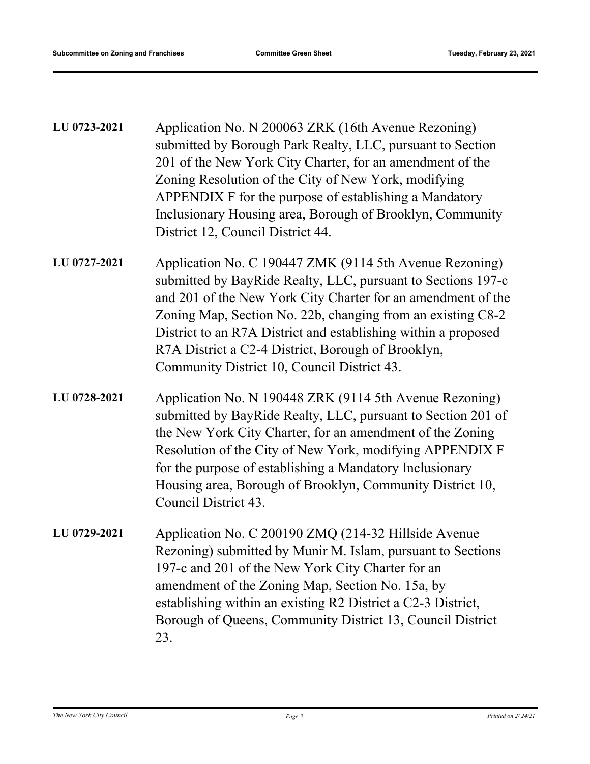**LU 0723-2021** Application No. N 200063 ZRK (16th Avenue Rezoning) submitted by Borough Park Realty, LLC, pursuant to Section 201 of the New York City Charter, for an amendment of the Zoning Resolution of the City of New York, modifying APPENDIX F for the purpose of establishing a Mandatory Inclusionary Housing area, Borough of Brooklyn, Community District 12, Council District 44.

**LU 0727-2021** Application No. C 190447 ZMK (9114 5th Avenue Rezoning) submitted by BayRide Realty, LLC, pursuant to Sections 197-c and 201 of the New York City Charter for an amendment of the Zoning Map, Section No. 22b, changing from an existing C8-2 District to an R7A District and establishing within a proposed R7A District a C2-4 District, Borough of Brooklyn, Community District 10, Council District 43.

**LU 0728-2021** Application No. N 190448 ZRK (9114 5th Avenue Rezoning) submitted by BayRide Realty, LLC, pursuant to Section 201 of the New York City Charter, for an amendment of the Zoning Resolution of the City of New York, modifying APPENDIX F for the purpose of establishing a Mandatory Inclusionary Housing area, Borough of Brooklyn, Community District 10, Council District 43.

**LU 0729-2021** Application No. C 200190 ZMQ (214-32 Hillside Avenue Rezoning) submitted by Munir M. Islam, pursuant to Sections 197-c and 201 of the New York City Charter for an amendment of the Zoning Map, Section No. 15a, by establishing within an existing R2 District a C2-3 District, Borough of Queens, Community District 13, Council District 23.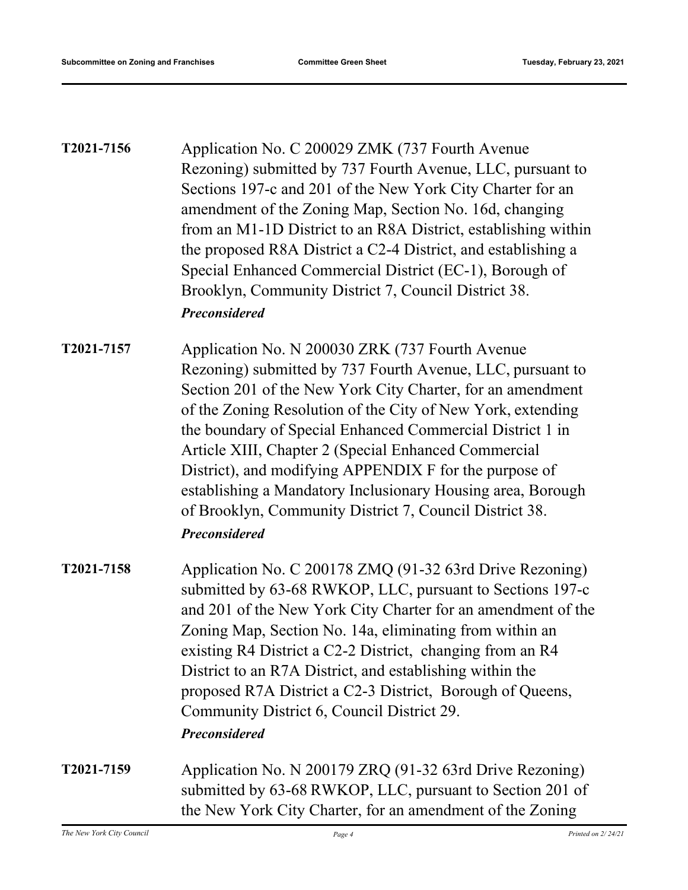**T2021-7156** Application No. C 200029 ZMK (737 Fourth Avenue Rezoning) submitted by 737 Fourth Avenue, LLC, pursuant to Sections 197-c and 201 of the New York City Charter for an amendment of the Zoning Map, Section No. 16d, changing from an M1-1D District to an R8A District, establishing within the proposed R8A District a C2-4 District, and establishing a Special Enhanced Commercial District (EC-1), Borough of Brooklyn, Community District 7, Council District 38.

***Preconsidered***

**T2021-7157** Application No. N 200030 ZRK (737 Fourth Avenue Rezoning) submitted by 737 Fourth Avenue, LLC, pursuant to Section 201 of the New York City Charter, for an amendment of the Zoning Resolution of the City of New York, extending the boundary of Special Enhanced Commercial District 1 in Article XIII, Chapter 2 (Special Enhanced Commercial District), and modifying APPENDIX F for the purpose of establishing a Mandatory Inclusionary Housing area, Borough of Brooklyn, Community District 7, Council District 38.

***Preconsidered***

**T2021-7158** Application No. C 200178 ZMQ (91-32 63rd Drive Rezoning) submitted by 63-68 RWKOP, LLC, pursuant to Sections 197-c and 201 of the New York City Charter for an amendment of the Zoning Map, Section No. 14a, eliminating from within an existing R4 District a C2-2 District, changing from an R4 District to an R7A District, and establishing within the proposed R7A District a C2-3 District, Borough of Queens, Community District 6, Council District 29.

***Preconsidered***

**T2021-7159** Application No. N 200179 ZRQ (91-32 63rd Drive Rezoning) submitted by 63-68 RWKOP, LLC, pursuant to Section 201 of the New York City Charter, for an amendment of the Zoning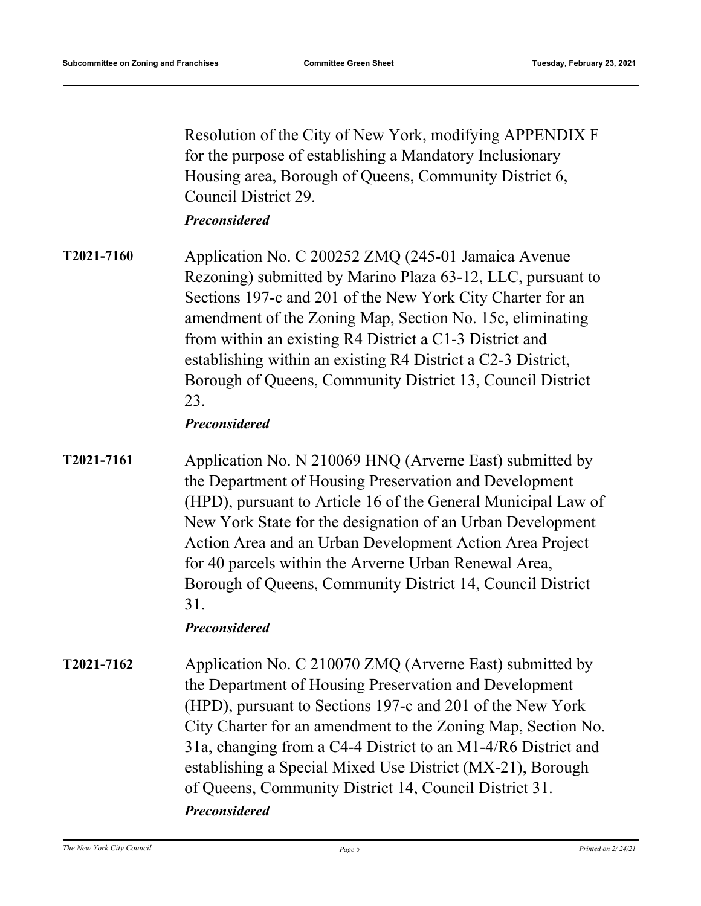Resolution of the City of New York, modifying APPENDIX F for the purpose of establishing a Mandatory Inclusionary Housing area, Borough of Queens, Community District 6, Council District 29.

***Preconsidered***

**T2021-7160** Application No. C 200252 ZMQ (245-01 Jamaica Avenue Rezoning) submitted by Marino Plaza 63-12, LLC, pursuant to Sections 197-c and 201 of the New York City Charter for an amendment of the Zoning Map, Section No. 15c, eliminating from within an existing R4 District a C1-3 District and establishing within an existing R4 District a C2-3 District, Borough of Queens, Community District 13, Council District 23.

***Preconsidered***

**T2021-7161** Application No. N 210069 HNQ (Arverne East) submitted by the Department of Housing Preservation and Development (HPD), pursuant to Article 16 of the General Municipal Law of New York State for the designation of an Urban Development Action Area and an Urban Development Action Area Project for 40 parcels within the Arverne Urban Renewal Area, Borough of Queens, Community District 14, Council District 31.

***Preconsidered***

**T2021-7162** Application No. C 210070 ZMQ (Arverne East) submitted by the Department of Housing Preservation and Development (HPD), pursuant to Sections 197-c and 201 of the New York City Charter for an amendment to the Zoning Map, Section No. 31a, changing from a C4-4 District to an M1-4/R6 District and establishing a Special Mixed Use District (MX-21), Borough of Queens, Community District 14, Council District 31.

***Preconsidered***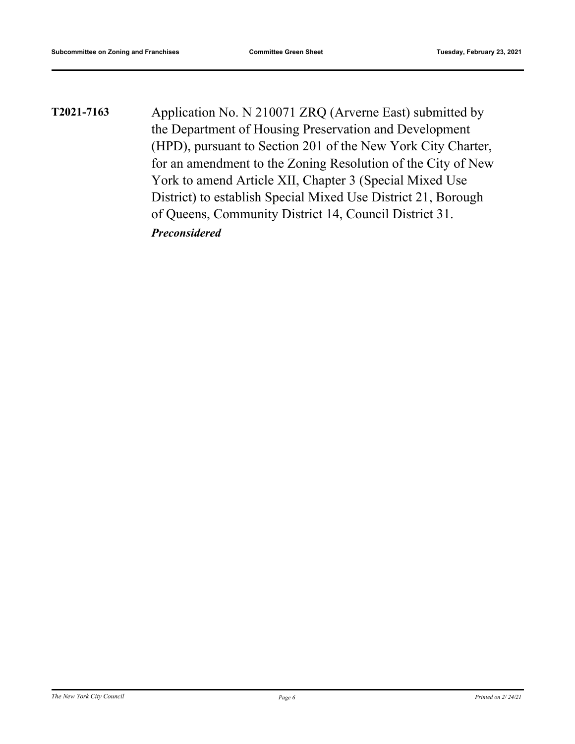**T2021-7163** Application No. N 210071 ZRQ (Arverne East) submitted by the Department of Housing Preservation and Development (HPD), pursuant to Section 201 of the New York City Charter, for an amendment to the Zoning Resolution of the City of New York to amend Article XII, Chapter 3 (Special Mixed Use District) to establish Special Mixed Use District 21, Borough of Queens, Community District 14, Council District 31.

***Preconsidered***